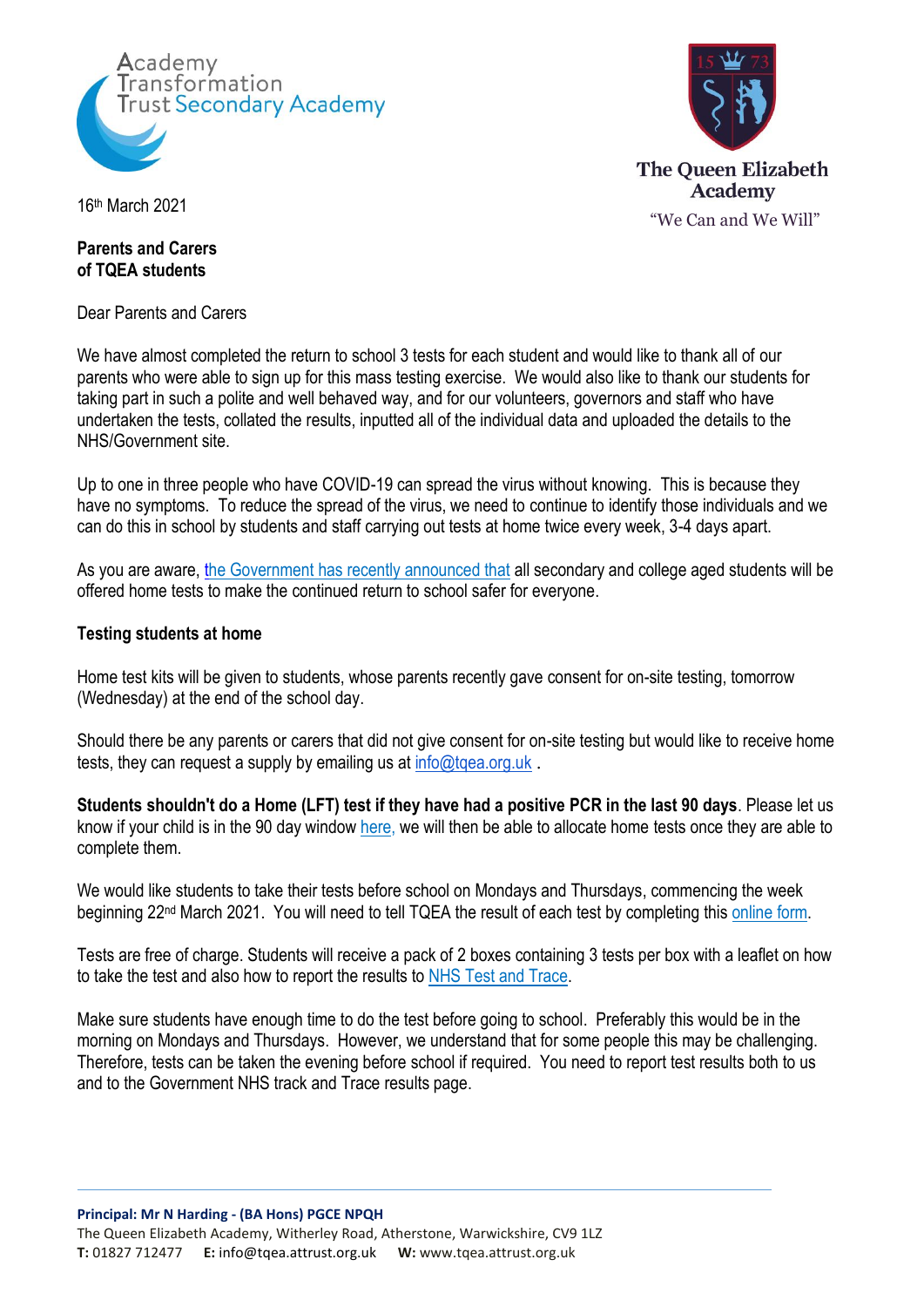Academy Transformation Trust Secondary Academy

The Queen Elizabeth Academy

"We Can and We Will"

16th March 2021

**Parents and Carers**
**of TQEA students**

Dear Parents and Carers

We have almost completed the return to school 3 tests for each student and would like to thank all of our parents who were able to sign up for this mass testing exercise. We would also like to thank our students for taking part in such a polite and well behaved way, and for our volunteers, governors and staff who have undertaken the tests, collated the results, inputted all of the individual data and uploaded the details to the NHS/Government site.

Up to one in three people who have COVID-19 can spread the virus without knowing. This is because they have no symptoms. To reduce the spread of the virus, we need to continue to identify those individuals and we can do this in school by students and staff carrying out tests at home twice every week, 3-4 days apart.

As you are aware, the Government has recently announced that all secondary and college aged students will be offered home tests to make the continued return to school safer for everyone.

**Testing students at home**

Home test kits will be given to students, whose parents recently gave consent for on-site testing, tomorrow (Wednesday) at the end of the school day.

Should there be any parents or carers that did not give consent for on-site testing but would like to receive home tests, they can request a supply by emailing us at info@tqea.org.uk .

**Students shouldn't do a Home (LFT) test if they have had a positive PCR in the last 90 days**. Please let us know if your child is in the 90 day window here, we will then be able to allocate home tests once they are able to complete them.

We would like students to take their tests before school on Mondays and Thursdays, commencing the week beginning 22nd March 2021. You will need to tell TQEA the result of each test by completing this online form.

Tests are free of charge. Students will receive a pack of 2 boxes containing 3 tests per box with a leaflet on how to take the test and also how to report the results to NHS Test and Trace.

Make sure students have enough time to do the test before going to school. Preferably this would be in the morning on Mondays and Thursdays. However, we understand that for some people this may be challenging. Therefore, tests can be taken the evening before school if required. You need to report test results both to us and to the Government NHS track and Trace results page.

**Principal: Mr N Harding - (BA Hons) PGCE NPQH**
The Queen Elizabeth Academy, Witherley Road, Atherstone, Warwickshire, CV9 1LZ
**T:** 01827 712477 **E:** info@tqea.attrust.org.uk **W:** www.tqea.attrust.org.uk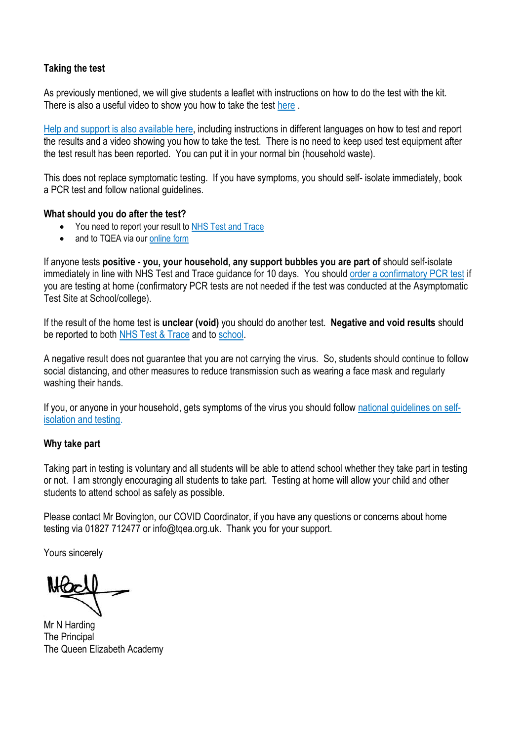**Taking the test**

As previously mentioned, we will give students a leaflet with instructions on how to do the test with the kit. There is also a useful video to show you how to take the test here .

Help and support is also available here, including instructions in different languages on how to test and report the results and a video showing you how to take the test. There is no need to keep used test equipment after the test result has been reported. You can put it in your normal bin (household waste).

This does not replace symptomatic testing. If you have symptoms, you should self- isolate immediately, book a PCR test and follow national guidelines.

**What should you do after the test?**

- You need to report your result to NHS Test and Trace
- and to TQEA via our online form

If anyone tests **positive - you, your household, any support bubbles you are part of** should self-isolate immediately in line with NHS Test and Trace guidance for 10 days. You should order a confirmatory PCR test if you are testing at home (confirmatory PCR tests are not needed if the test was conducted at the Asymptomatic Test Site at School/college).

If the result of the home test is **unclear (void)** you should do another test. **Negative and void results** should be reported to both NHS Test & Trace and to school.

A negative result does not guarantee that you are not carrying the virus. So, students should continue to follow social distancing, and other measures to reduce transmission such as wearing a face mask and regularly washing their hands.

If you, or anyone in your household, gets symptoms of the virus you should follow national guidelines on self-isolation and testing.

**Why take part**

Taking part in testing is voluntary and all students will be able to attend school whether they take part in testing or not. I am strongly encouraging all students to take part. Testing at home will allow your child and other students to attend school as safely as possible.

Please contact Mr Bovington, our COVID Coordinator, if you have any questions or concerns about home testing via 01827 712477 or info@tqea.org.uk. Thank you for your support.

Yours sincerely

Mr N Harding
The Principal
The Queen Elizabeth Academy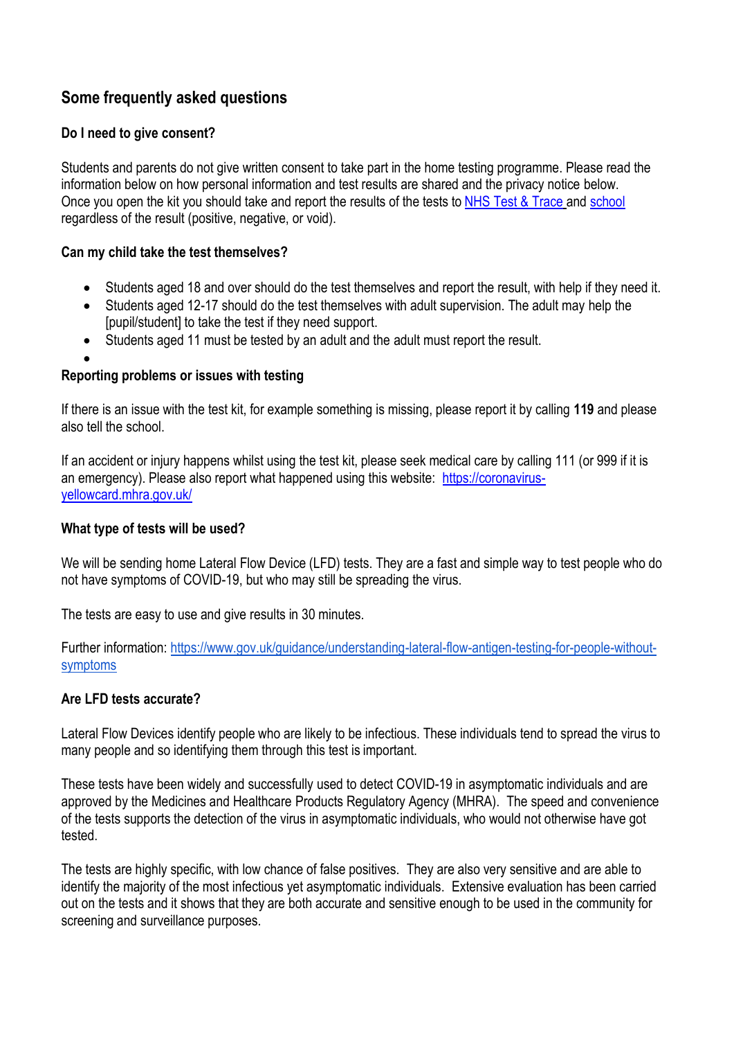## Some frequently asked questions

### Do I need to give consent?

Students and parents do not give written consent to take part in the home testing programme. Please read the information below on how personal information and test results are shared and the privacy notice below. Once you open the kit you should take and report the results of the tests to [NHS Test & Trace](#) and [school](#) regardless of the result (positive, negative, or void).

### Can my child take the test themselves?

- Students aged 18 and over should do the test themselves and report the result, with help if they need it.
- Students aged 12-17 should do the test themselves with adult supervision. The adult may help the [pupil/student] to take the test if they need support.
- Students aged 11 must be tested by an adult and the adult must report the result.

### Reporting problems or issues with testing

If there is an issue with the test kit, for example something is missing, please report it by calling **119** and please also tell the school.

If an accident or injury happens whilst using the test kit, please seek medical care by calling 111 (or 999 if it is an emergency). Please also report what happened using this website: https://coronavirus-yellowcard.mhra.gov.uk/

### What type of tests will be used?

We will be sending home Lateral Flow Device (LFD) tests. They are a fast and simple way to test people who do not have symptoms of COVID-19, but who may still be spreading the virus.

The tests are easy to use and give results in 30 minutes.

Further information: https://www.gov.uk/guidance/understanding-lateral-flow-antigen-testing-for-people-without-symptoms

### Are LFD tests accurate?

Lateral Flow Devices identify people who are likely to be infectious. These individuals tend to spread the virus to many people and so identifying them through this test is important.

These tests have been widely and successfully used to detect COVID-19 in asymptomatic individuals and are approved by the Medicines and Healthcare Products Regulatory Agency (MHRA). The speed and convenience of the tests supports the detection of the virus in asymptomatic individuals, who would not otherwise have got tested.

The tests are highly specific, with low chance of false positives. They are also very sensitive and are able to identify the majority of the most infectious yet asymptomatic individuals. Extensive evaluation has been carried out on the tests and it shows that they are both accurate and sensitive enough to be used in the community for screening and surveillance purposes.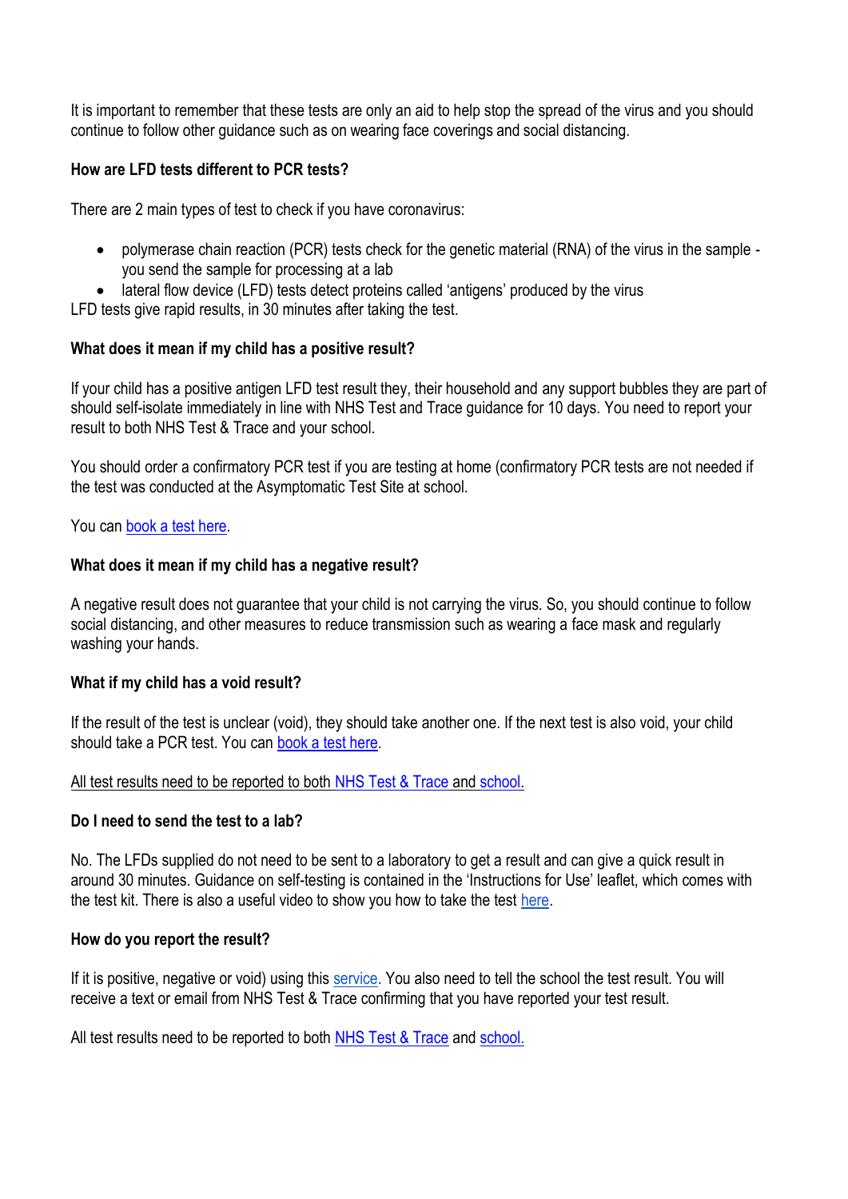It is important to remember that these tests are only an aid to help stop the spread of the virus and you should continue to follow other guidance such as on wearing face coverings and social distancing.

**How are LFD tests different to PCR tests?**

There are 2 main types of test to check if you have coronavirus:

- polymerase chain reaction (PCR) tests check for the genetic material (RNA) of the virus in the sample - you send the sample for processing at a lab
- lateral flow device (LFD) tests detect proteins called 'antigens' produced by the virus

LFD tests give rapid results, in 30 minutes after taking the test.

**What does it mean if my child has a positive result?**

If your child has a positive antigen LFD test result they, their household and any support bubbles they are part of should self-isolate immediately in line with NHS Test and Trace guidance for 10 days. You need to report your result to both NHS Test & Trace and your school.

You should order a confirmatory PCR test if you are testing at home (confirmatory PCR tests are not needed if the test was conducted at the Asymptomatic Test Site at school.

You can book a test here.

**What does it mean if my child has a negative result?**

A negative result does not guarantee that your child is not carrying the virus. So, you should continue to follow social distancing, and other measures to reduce transmission such as wearing a face mask and regularly washing your hands.

**What if my child has a void result?**

If the result of the test is unclear (void), they should take another one. If the next test is also void, your child should take a PCR test. You can book a test here.

All test results need to be reported to both NHS Test & Trace and school.

**Do I need to send the test to a lab?**

No. The LFDs supplied do not need to be sent to a laboratory to get a result and can give a quick result in around 30 minutes. Guidance on self-testing is contained in the 'Instructions for Use' leaflet, which comes with the test kit. There is also a useful video to show you how to take the test here.

**How do you report the result?**

If it is positive, negative or void) using this service. You also need to tell the school the test result. You will receive a text or email from NHS Test & Trace confirming that you have reported your test result.

All test results need to be reported to both NHS Test & Trace and school.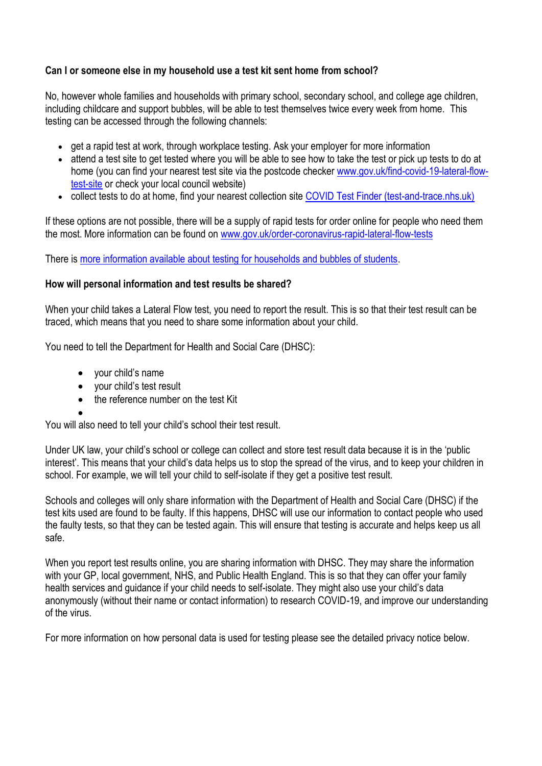**Can I or someone else in my household use a test kit sent home from school?**

No, however whole families and households with primary school, secondary school, and college age children, including childcare and support bubbles, will be able to test themselves twice every week from home. This testing can be accessed through the following channels:

- get a rapid test at work, through workplace testing. Ask your employer for more information
- attend a test site to get tested where you will be able to see how to take the test or pick up tests to do at home (you can find your nearest test site via the postcode checker [www.gov.uk/find-covid-19-lateral-flow-test-site](www.gov.uk/find-covid-19-lateral-flow-test-site) or check your local council website)
- collect tests to do at home, find your nearest collection site [COVID Test Finder (test-and-trace.nhs.uk)](test-and-trace.nhs.uk)

If these options are not possible, there will be a supply of rapid tests for order online for people who need them the most. More information can be found on [www.gov.uk/order-coronavirus-rapid-lateral-flow-tests](www.gov.uk/order-coronavirus-rapid-lateral-flow-tests)

There is more information available about testing for households and bubbles of students.

**How will personal information and test results be shared?**

When your child takes a Lateral Flow test, you need to report the result. This is so that their test result can be traced, which means that you need to share some information about your child.

You need to tell the Department for Health and Social Care (DHSC):

- your child's name
- your child's test result
- the reference number on the test Kit

You will also need to tell your child's school their test result.

Under UK law, your child's school or college can collect and store test result data because it is in the 'public interest'. This means that your child's data helps us to stop the spread of the virus, and to keep your children in school. For example, we will tell your child to self-isolate if they get a positive test result.

Schools and colleges will only share information with the Department of Health and Social Care (DHSC) if the test kits used are found to be faulty. If this happens, DHSC will use our information to contact people who used the faulty tests, so that they can be tested again. This will ensure that testing is accurate and helps keep us all safe.

When you report test results online, you are sharing information with DHSC. They may share the information with your GP, local government, NHS, and Public Health England. This is so that they can offer your family health services and guidance if your child needs to self-isolate. They might also use your child's data anonymously (without their name or contact information) to research COVID-19, and improve our understanding of the virus.

For more information on how personal data is used for testing please see the detailed privacy notice below.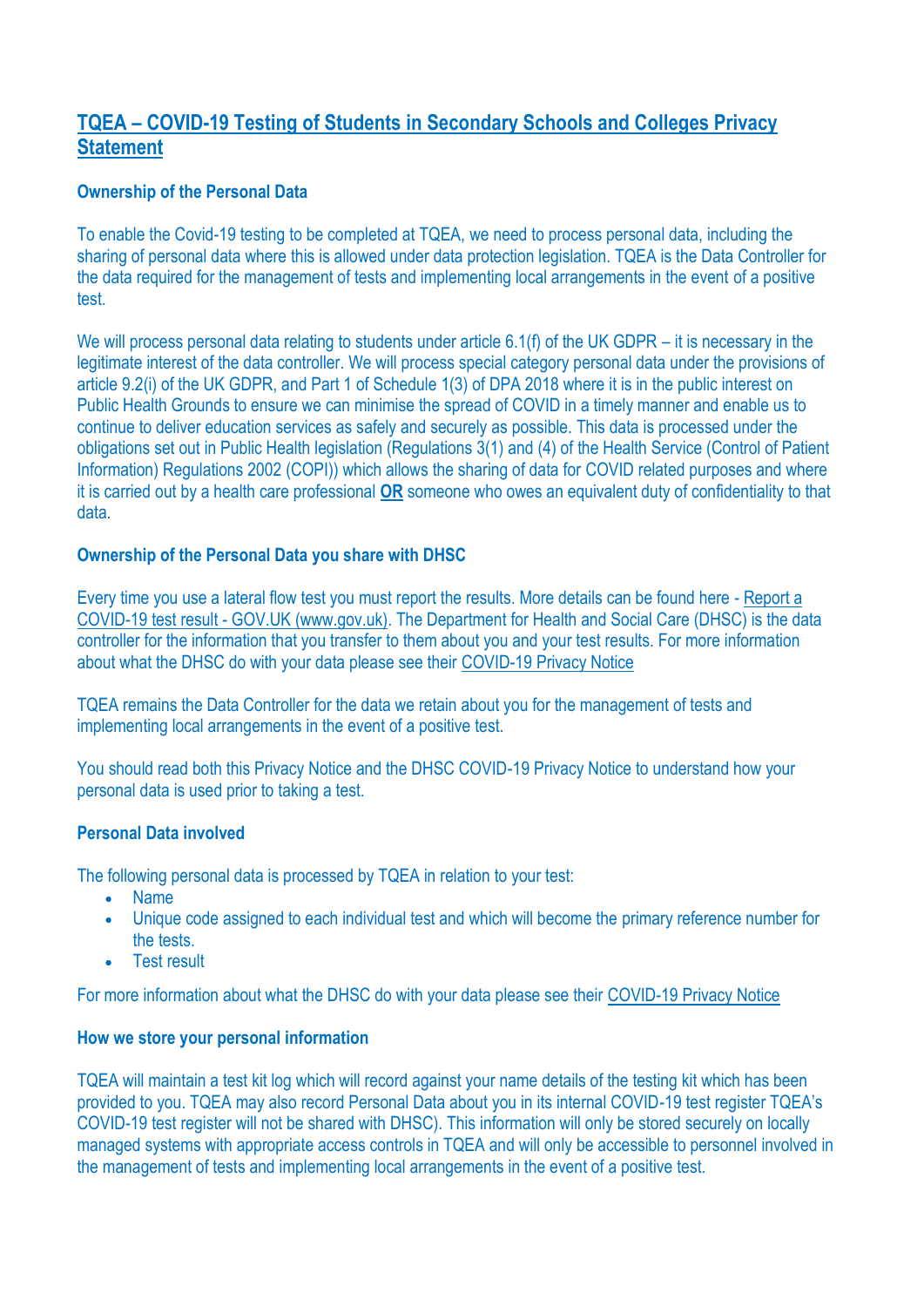## TQEA – COVID-19 Testing of Students in Secondary Schools and Colleges Privacy Statement

### Ownership of the Personal Data

To enable the Covid-19 testing to be completed at TQEA, we need to process personal data, including the sharing of personal data where this is allowed under data protection legislation. TQEA is the Data Controller for the data required for the management of tests and implementing local arrangements in the event of a positive test.

We will process personal data relating to students under article 6.1(f) of the UK GDPR – it is necessary in the legitimate interest of the data controller. We will process special category personal data under the provisions of article 9.2(i) of the UK GDPR, and Part 1 of Schedule 1(3) of DPA 2018 where it is in the public interest on Public Health Grounds to ensure we can minimise the spread of COVID in a timely manner and enable us to continue to deliver education services as safely and securely as possible. This data is processed under the obligations set out in Public Health legislation (Regulations 3(1) and (4) of the Health Service (Control of Patient Information) Regulations 2002 (COPI)) which allows the sharing of data for COVID related purposes and where it is carried out by a health care professional **OR** someone who owes an equivalent duty of confidentiality to that data.

### Ownership of the Personal Data you share with DHSC

Every time you use a lateral flow test you must report the results. More details can be found here - Report a COVID-19 test result - GOV.UK (www.gov.uk). The Department for Health and Social Care (DHSC) is the data controller for the information that you transfer to them about you and your test results. For more information about what the DHSC do with your data please see their COVID-19 Privacy Notice

TQEA remains the Data Controller for the data we retain about you for the management of tests and implementing local arrangements in the event of a positive test.

You should read both this Privacy Notice and the DHSC COVID-19 Privacy Notice to understand how your personal data is used prior to taking a test.

### Personal Data involved

The following personal data is processed by TQEA in relation to your test:

- Name
- Unique code assigned to each individual test and which will become the primary reference number for the tests.
- Test result

For more information about what the DHSC do with your data please see their COVID-19 Privacy Notice

### How we store your personal information

TQEA will maintain a test kit log which will record against your name details of the testing kit which has been provided to you. TQEA may also record Personal Data about you in its internal COVID-19 test register TQEA's COVID-19 test register will not be shared with DHSC). This information will only be stored securely on locally managed systems with appropriate access controls in TQEA and will only be accessible to personnel involved in the management of tests and implementing local arrangements in the event of a positive test.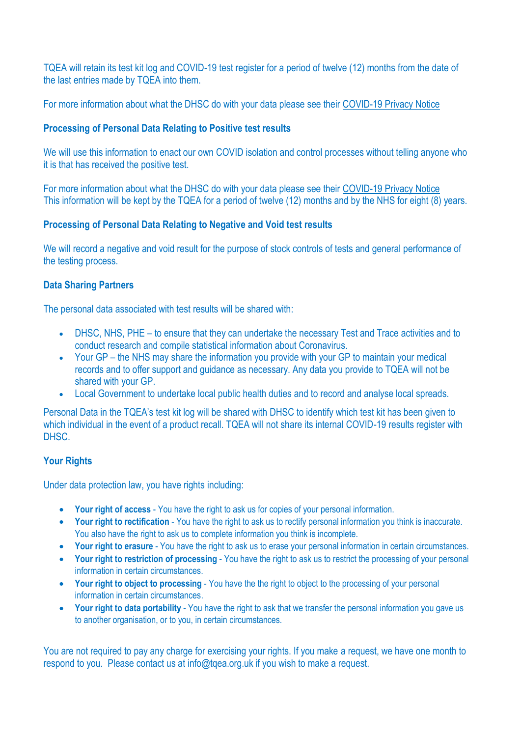TQEA will retain its test kit log and COVID-19 test register for a period of twelve (12) months from the date of the last entries made by TQEA into them.

For more information about what the DHSC do with your data please see their COVID-19 Privacy Notice

### Processing of Personal Data Relating to Positive test results

We will use this information to enact our own COVID isolation and control processes without telling anyone who it is that has received the positive test.

For more information about what the DHSC do with your data please see their COVID-19 Privacy Notice
This information will be kept by the TQEA for a period of twelve (12) months and by the NHS for eight (8) years.

### Processing of Personal Data Relating to Negative and Void test results

We will record a negative and void result for the purpose of stock controls of tests and general performance of the testing process.

### Data Sharing Partners

The personal data associated with test results will be shared with:

- DHSC, NHS, PHE – to ensure that they can undertake the necessary Test and Trace activities and to conduct research and compile statistical information about Coronavirus.
- Your GP – the NHS may share the information you provide with your GP to maintain your medical records and to offer support and guidance as necessary. Any data you provide to TQEA will not be shared with your GP.
- Local Government to undertake local public health duties and to record and analyse local spreads.

Personal Data in the TQEA's test kit log will be shared with DHSC to identify which test kit has been given to which individual in the event of a product recall. TQEA will not share its internal COVID-19 results register with DHSC.

### Your Rights

Under data protection law, you have rights including:

- **Your right of access** - You have the right to ask us for copies of your personal information.
- **Your right to rectification** - You have the right to ask us to rectify personal information you think is inaccurate. You also have the right to ask us to complete information you think is incomplete.
- **Your right to erasure** - You have the right to ask us to erase your personal information in certain circumstances.
- **Your right to restriction of processing** - You have the right to ask us to restrict the processing of your personal information in certain circumstances.
- **Your right to object to processing** - You have the the right to object to the processing of your personal information in certain circumstances.
- **Your right to data portability** - You have the right to ask that we transfer the personal information you gave us to another organisation, or to you, in certain circumstances.

You are not required to pay any charge for exercising your rights. If you make a request, we have one month to respond to you. Please contact us at info@tqea.org.uk if you wish to make a request.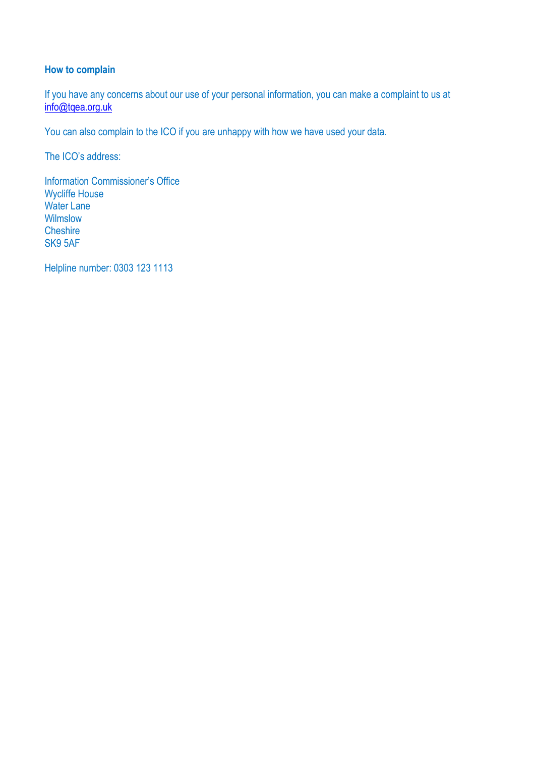**How to complain**

If you have any concerns about our use of your personal information, you can make a complaint to us at info@tqea.org.uk

You can also complain to the ICO if you are unhappy with how we have used your data.

The ICO's address:

Information Commissioner's Office
Wycliffe House
Water Lane
Wilmslow
Cheshire
SK9 5AF

Helpline number: 0303 123 1113